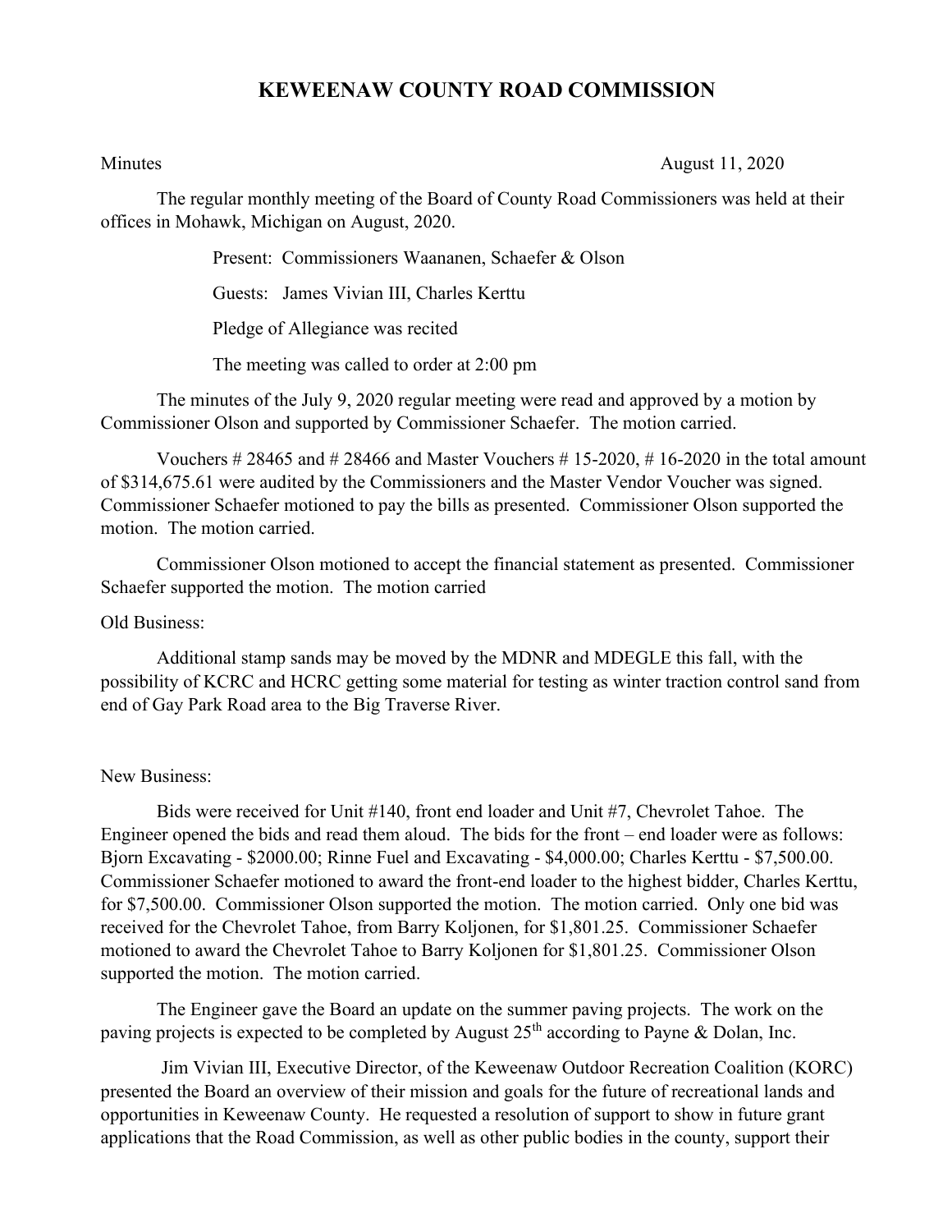# KEWEENAW COUNTY ROAD COMMISSION

Minutes August 11, 2020

The regular monthly meeting of the Board of County Road Commissioners was held at their offices in Mohawk, Michigan on August, 2020.

Present: Commissioners Waananen, Schaefer & Olson

Guests: James Vivian III, Charles Kerttu

Pledge of Allegiance was recited

The meeting was called to order at 2:00 pm

The minutes of the July 9, 2020 regular meeting were read and approved by a motion by Commissioner Olson and supported by Commissioner Schaefer. The motion carried.

Vouchers # 28465 and # 28466 and Master Vouchers # 15-2020, # 16-2020 in the total amount of $314,675.61 were audited by the Commissioners and the Master Vendor Voucher was signed. Commissioner Schaefer motioned to pay the bills as presented. Commissioner Olson supported the motion. The motion carried.

Commissioner Olson motioned to accept the financial statement as presented. Commissioner Schaefer supported the motion. The motion carried

Old Business:

Additional stamp sands may be moved by the MDNR and MDEGLE this fall, with the possibility of KCRC and HCRC getting some material for testing as winter traction control sand from end of Gay Park Road area to the Big Traverse River.

New Business:

Bids were received for Unit #140, front end loader and Unit #7, Chevrolet Tahoe. The Engineer opened the bids and read them aloud. The bids for the front – end loader were as follows: Bjorn Excavating - $2000.00; Rinne Fuel and Excavating - $4,000.00; Charles Kerttu - $7,500.00. Commissioner Schaefer motioned to award the front-end loader to the highest bidder, Charles Kerttu, for $7,500.00. Commissioner Olson supported the motion. The motion carried. Only one bid was received for the Chevrolet Tahoe, from Barry Koljonen, for $1,801.25. Commissioner Schaefer motioned to award the Chevrolet Tahoe to Barry Koljonen for $1,801.25. Commissioner Olson supported the motion. The motion carried.

The Engineer gave the Board an update on the summer paving projects. The work on the paving projects is expected to be completed by August 25th according to Payne & Dolan, Inc.

Jim Vivian III, Executive Director, of the Keweenaw Outdoor Recreation Coalition (KORC) presented the Board an overview of their mission and goals for the future of recreational lands and opportunities in Keweenaw County. He requested a resolution of support to show in future grant applications that the Road Commission, as well as other public bodies in the county, support their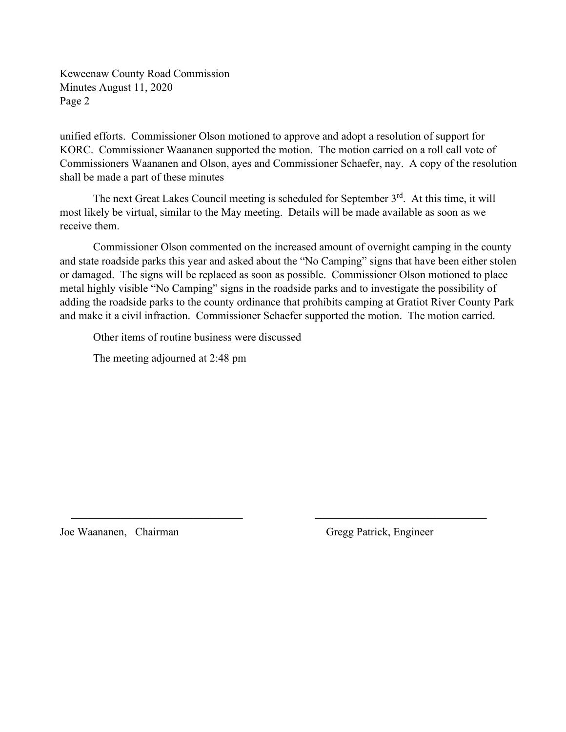unified efforts. Commissioner Olson motioned to approve and adopt a resolution of support for KORC. Commissioner Waananen supported the motion. The motion carried on a roll call vote of Commissioners Waananen and Olson, ayes and Commissioner Schaefer, nay. A copy of the resolution shall be made a part of these minutes

The next Great Lakes Council meeting is scheduled for September 3rd. At this time, it will most likely be virtual, similar to the May meeting. Details will be made available as soon as we receive them.

Commissioner Olson commented on the increased amount of overnight camping in the county and state roadside parks this year and asked about the "No Camping" signs that have been either stolen or damaged. The signs will be replaced as soon as possible. Commissioner Olson motioned to place metal highly visible "No Camping" signs in the roadside parks and to investigate the possibility of adding the roadside parks to the county ordinance that prohibits camping at Gratiot River County Park and make it a civil infraction. Commissioner Schaefer supported the motion. The motion carried.

Other items of routine business were discussed

The meeting adjourned at 2:48 pm

\_\_\_\_\_\_\_\_\_\_\_\_\_\_\_\_\_\_\_\_\_\_\_\_\_\_\_\_\_\_\_\_ \_\_\_\_\_\_\_\_\_\_\_\_\_\_\_\_\_\_\_\_\_\_\_\_\_\_\_\_\_\_\_\_

Joe Waananen, Chairman Gregg Patrick, Engineer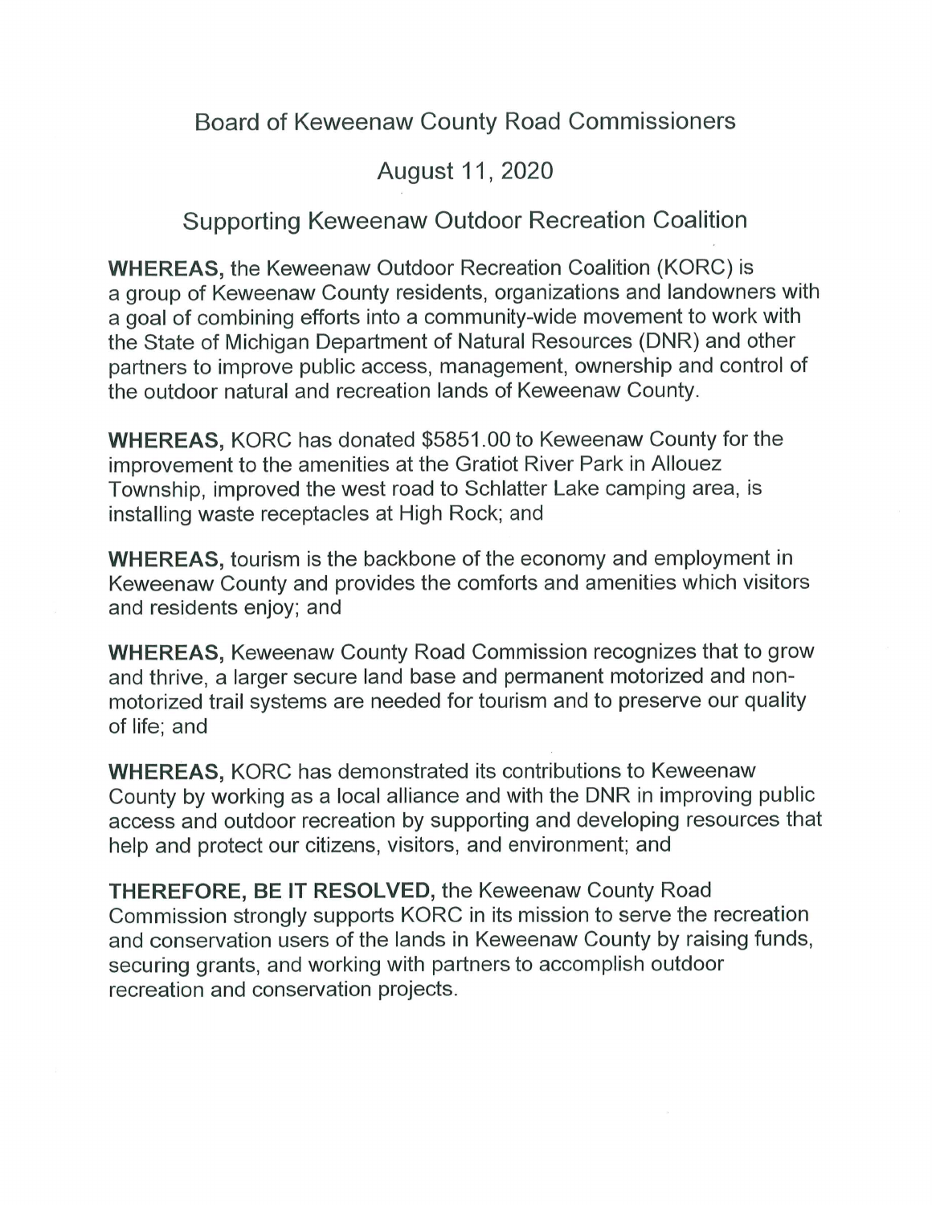# Board of Keweenaw County Road Commissioners

## August 11, 2020

## Supporting Keweenaw Outdoor Recreation Coalition

**WHEREAS,** the Keweenaw Outdoor Recreation Coalition (KORC) is a group of Keweenaw County residents, organizations and landowners with a goal of combining efforts into a community-wide movement to work with the State of Michigan Department of Natural Resources (DNR) and other partners to improve public access, management, ownership and control of the outdoor natural and recreation lands of Keweenaw County.

**WHEREAS,** KORC has donated $5851.00 to Keweenaw County for the improvement to the amenities at the Gratiot River Park in Allouez Township, improved the west road to Schlatter Lake camping area, is installing waste receptacles at High Rock; and

**WHEREAS,** tourism is the backbone of the economy and employment in Keweenaw County and provides the comforts and amenities which visitors and residents enjoy; and

**WHEREAS,** Keweenaw County Road Commission recognizes that to grow and thrive, a larger secure land base and permanent motorized and non-motorized trail systems are needed for tourism and to preserve our quality of life; and

**WHEREAS,** KORC has demonstrated its contributions to Keweenaw County by working as a local alliance and with the DNR in improving public access and outdoor recreation by supporting and developing resources that help and protect our citizens, visitors, and environment; and

**THEREFORE, BE IT RESOLVED,** the Keweenaw County Road Commission strongly supports KORC in its mission to serve the recreation and conservation users of the lands in Keweenaw County by raising funds, securing grants, and working with partners to accomplish outdoor recreation and conservation projects.